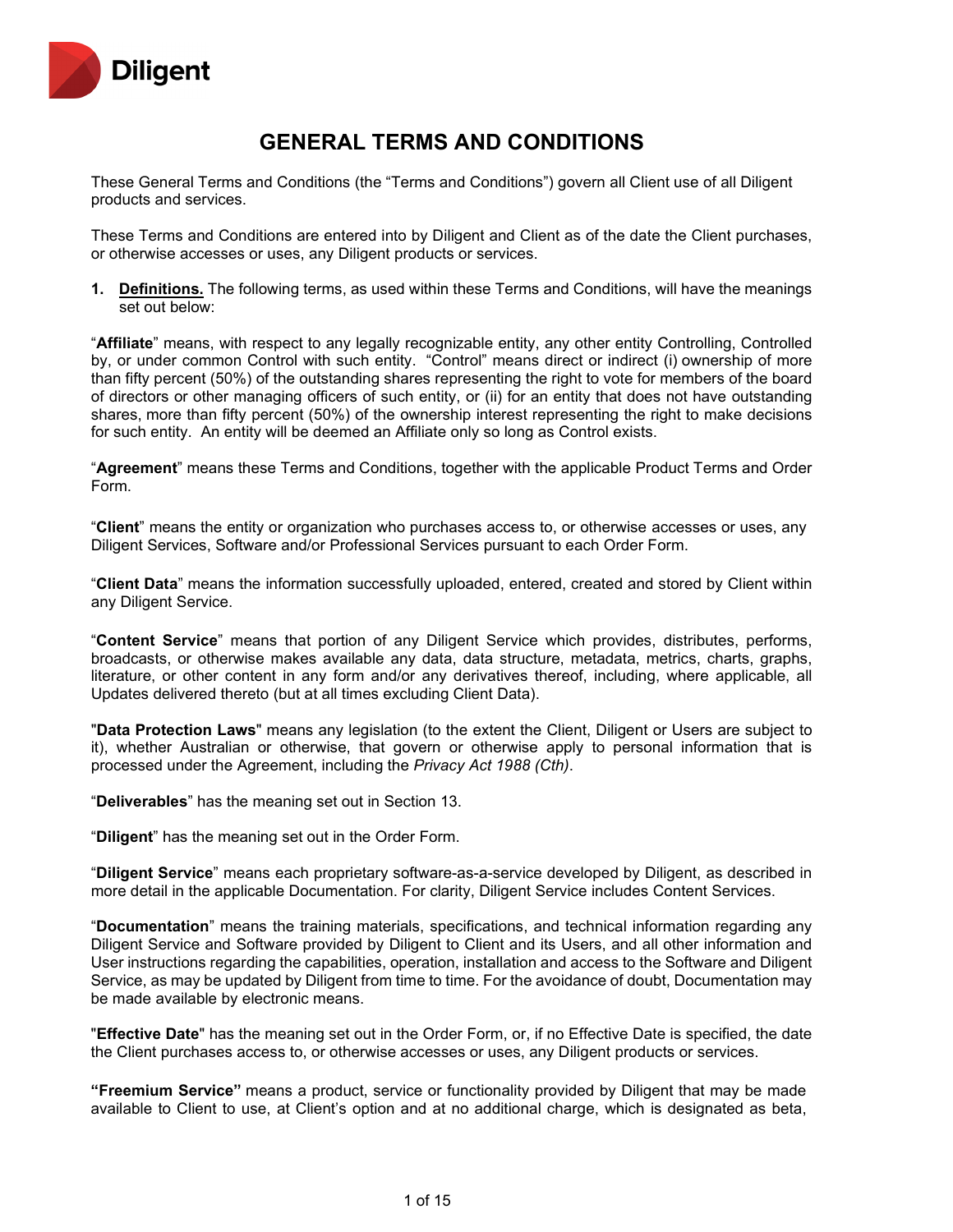Diligent

# GENERAL TERMS AND CONDITIONS

These General Terms and Conditions (the "Terms and Conditions") govern all Client use of all Diligent products and services.

These Terms and Conditions are entered into by Diligent and Client as of the date the Client purchases, or otherwise accesses or uses, any Diligent products or services.

**1. Definitions.** The following terms, as used within these Terms and Conditions, will have the meanings set out below:

"**Affiliate**" means, with respect to any legally recognizable entity, any other entity Controlling, Controlled by, or under common Control with such entity. "Control" means direct or indirect (i) ownership of more than fifty percent (50%) of the outstanding shares representing the right to vote for members of the board of directors or other managing officers of such entity, or (ii) for an entity that does not have outstanding shares, more than fifty percent (50%) of the ownership interest representing the right to make decisions for such entity. An entity will be deemed an Affiliate only so long as Control exists.

"**Agreement**" means these Terms and Conditions, together with the applicable Product Terms and Order Form.

"**Client**" means the entity or organization who purchases access to, or otherwise accesses or uses, any Diligent Services, Software and/or Professional Services pursuant to each Order Form.

"**Client Data**" means the information successfully uploaded, entered, created and stored by Client within any Diligent Service.

"**Content Service**" means that portion of any Diligent Service which provides, distributes, performs, broadcasts, or otherwise makes available any data, data structure, metadata, metrics, charts, graphs, literature, or other content in any form and/or any derivatives thereof, including, where applicable, all Updates delivered thereto (but at all times excluding Client Data).

"**Data Protection Laws**" means any legislation (to the extent the Client, Diligent or Users are subject to it), whether Australian or otherwise, that govern or otherwise apply to personal information that is processed under the Agreement, including the *Privacy Act 1988 (Cth)*.

"**Deliverables**" has the meaning set out in Section 13.

"**Diligent**" has the meaning set out in the Order Form.

"**Diligent Service**" means each proprietary software-as-a-service developed by Diligent, as described in more detail in the applicable Documentation. For clarity, Diligent Service includes Content Services.

"**Documentation**" means the training materials, specifications, and technical information regarding any Diligent Service and Software provided by Diligent to Client and its Users, and all other information and User instructions regarding the capabilities, operation, installation and access to the Software and Diligent Service, as may be updated by Diligent from time to time. For the avoidance of doubt, Documentation may be made available by electronic means.

"**Effective Date**" has the meaning set out in the Order Form, or, if no Effective Date is specified, the date the Client purchases access to, or otherwise accesses or uses, any Diligent products or services.

**"Freemium Service"** means a product, service or functionality provided by Diligent that may be made available to Client to use, at Client's option and at no additional charge, which is designated as beta,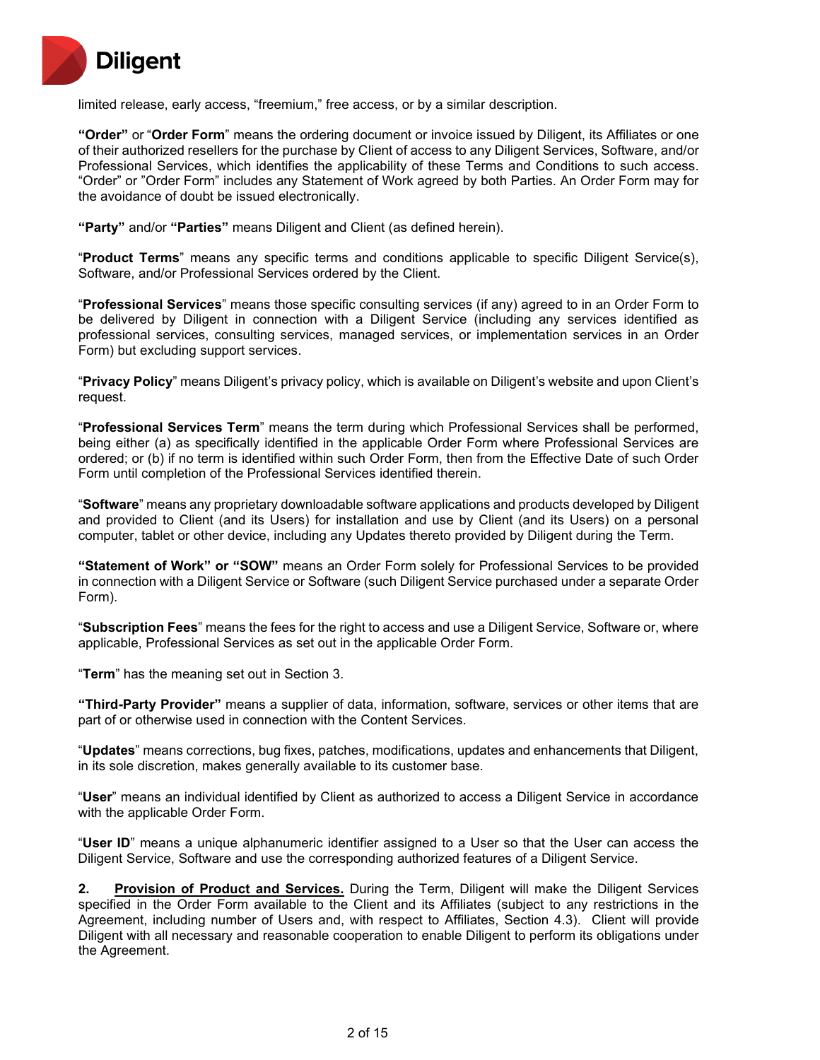limited release, early access, "freemium," free access, or by a similar description.

**"Order"** or "**Order Form**" means the ordering document or invoice issued by Diligent, its Affiliates or one of their authorized resellers for the purchase by Client of access to any Diligent Services, Software, and/or Professional Services, which identifies the applicability of these Terms and Conditions to such access. "Order" or "Order Form" includes any Statement of Work agreed by both Parties. An Order Form may for the avoidance of doubt be issued electronically.

**"Party"** and/or **"Parties"** means Diligent and Client (as defined herein).

"**Product Terms**" means any specific terms and conditions applicable to specific Diligent Service(s), Software, and/or Professional Services ordered by the Client.

"**Professional Services**" means those specific consulting services (if any) agreed to in an Order Form to be delivered by Diligent in connection with a Diligent Service (including any services identified as professional services, consulting services, managed services, or implementation services in an Order Form) but excluding support services.

"**Privacy Policy**" means Diligent's privacy policy, which is available on Diligent's website and upon Client's request.

"**Professional Services Term**" means the term during which Professional Services shall be performed, being either (a) as specifically identified in the applicable Order Form where Professional Services are ordered; or (b) if no term is identified within such Order Form, then from the Effective Date of such Order Form until completion of the Professional Services identified therein.

"**Software**" means any proprietary downloadable software applications and products developed by Diligent and provided to Client (and its Users) for installation and use by Client (and its Users) on a personal computer, tablet or other device, including any Updates thereto provided by Diligent during the Term.

**"Statement of Work" or "SOW"** means an Order Form solely for Professional Services to be provided in connection with a Diligent Service or Software (such Diligent Service purchased under a separate Order Form).

"**Subscription Fees**" means the fees for the right to access and use a Diligent Service, Software or, where applicable, Professional Services as set out in the applicable Order Form.

"**Term**" has the meaning set out in Section 3.

**"Third-Party Provider"** means a supplier of data, information, software, services or other items that are part of or otherwise used in connection with the Content Services.

"**Updates**" means corrections, bug fixes, patches, modifications, updates and enhancements that Diligent, in its sole discretion, makes generally available to its customer base.

"**User**" means an individual identified by Client as authorized to access a Diligent Service in accordance with the applicable Order Form.

"**User ID**" means a unique alphanumeric identifier assigned to a User so that the User can access the Diligent Service, Software and use the corresponding authorized features of a Diligent Service.

**2. <u>Provision of Product and Services.</u>** During the Term, Diligent will make the Diligent Services specified in the Order Form available to the Client and its Affiliates (subject to any restrictions in the Agreement, including number of Users and, with respect to Affiliates, Section 4.3). Client will provide Diligent with all necessary and reasonable cooperation to enable Diligent to perform its obligations under the Agreement.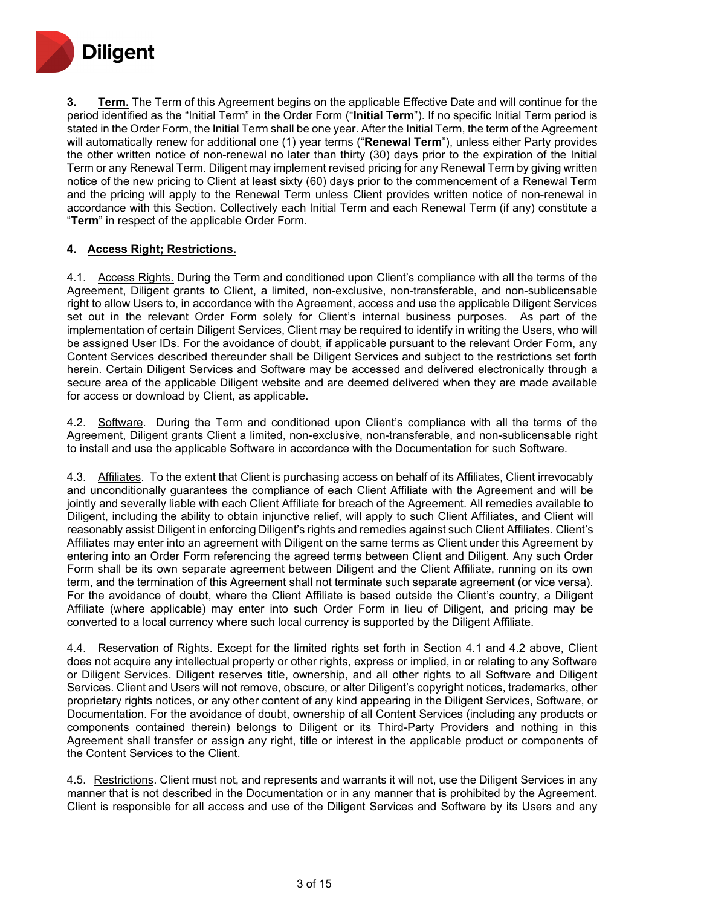**3. Term.** The Term of this Agreement begins on the applicable Effective Date and will continue for the period identified as the "Initial Term" in the Order Form ("**Initial Term**"). If no specific Initial Term period is stated in the Order Form, the Initial Term shall be one year. After the Initial Term, the term of the Agreement will automatically renew for additional one (1) year terms ("**Renewal Term**"), unless either Party provides the other written notice of non-renewal no later than thirty (30) days prior to the expiration of the Initial Term or any Renewal Term. Diligent may implement revised pricing for any Renewal Term by giving written notice of the new pricing to Client at least sixty (60) days prior to the commencement of a Renewal Term and the pricing will apply to the Renewal Term unless Client provides written notice of non-renewal in accordance with this Section. Collectively each Initial Term and each Renewal Term (if any) constitute a "**Term**" in respect of the applicable Order Form.

**4. Access Right; Restrictions.**

4.1. Access Rights. During the Term and conditioned upon Client's compliance with all the terms of the Agreement, Diligent grants to Client, a limited, non-exclusive, non-transferable, and non-sublicensable right to allow Users to, in accordance with the Agreement, access and use the applicable Diligent Services set out in the relevant Order Form solely for Client's internal business purposes. As part of the implementation of certain Diligent Services, Client may be required to identify in writing the Users, who will be assigned User IDs. For the avoidance of doubt, if applicable pursuant to the relevant Order Form, any Content Services described thereunder shall be Diligent Services and subject to the restrictions set forth herein. Certain Diligent Services and Software may be accessed and delivered electronically through a secure area of the applicable Diligent website and are deemed delivered when they are made available for access or download by Client, as applicable.

4.2. Software. During the Term and conditioned upon Client's compliance with all the terms of the Agreement, Diligent grants Client a limited, non-exclusive, non-transferable, and non-sublicensable right to install and use the applicable Software in accordance with the Documentation for such Software.

4.3. Affiliates. To the extent that Client is purchasing access on behalf of its Affiliates, Client irrevocably and unconditionally guarantees the compliance of each Client Affiliate with the Agreement and will be jointly and severally liable with each Client Affiliate for breach of the Agreement. All remedies available to Diligent, including the ability to obtain injunctive relief, will apply to such Client Affiliates, and Client will reasonably assist Diligent in enforcing Diligent's rights and remedies against such Client Affiliates. Client's Affiliates may enter into an agreement with Diligent on the same terms as Client under this Agreement by entering into an Order Form referencing the agreed terms between Client and Diligent. Any such Order Form shall be its own separate agreement between Diligent and the Client Affiliate, running on its own term, and the termination of this Agreement shall not terminate such separate agreement (or vice versa). For the avoidance of doubt, where the Client Affiliate is based outside the Client's country, a Diligent Affiliate (where applicable) may enter into such Order Form in lieu of Diligent, and pricing may be converted to a local currency where such local currency is supported by the Diligent Affiliate.

4.4. Reservation of Rights. Except for the limited rights set forth in Section 4.1 and 4.2 above, Client does not acquire any intellectual property or other rights, express or implied, in or relating to any Software or Diligent Services. Diligent reserves title, ownership, and all other rights to all Software and Diligent Services. Client and Users will not remove, obscure, or alter Diligent's copyright notices, trademarks, other proprietary rights notices, or any other content of any kind appearing in the Diligent Services, Software, or Documentation. For the avoidance of doubt, ownership of all Content Services (including any products or components contained therein) belongs to Diligent or its Third-Party Providers and nothing in this Agreement shall transfer or assign any right, title or interest in the applicable product or components of the Content Services to the Client.

4.5. Restrictions. Client must not, and represents and warrants it will not, use the Diligent Services in any manner that is not described in the Documentation or in any manner that is prohibited by the Agreement. Client is responsible for all access and use of the Diligent Services and Software by its Users and any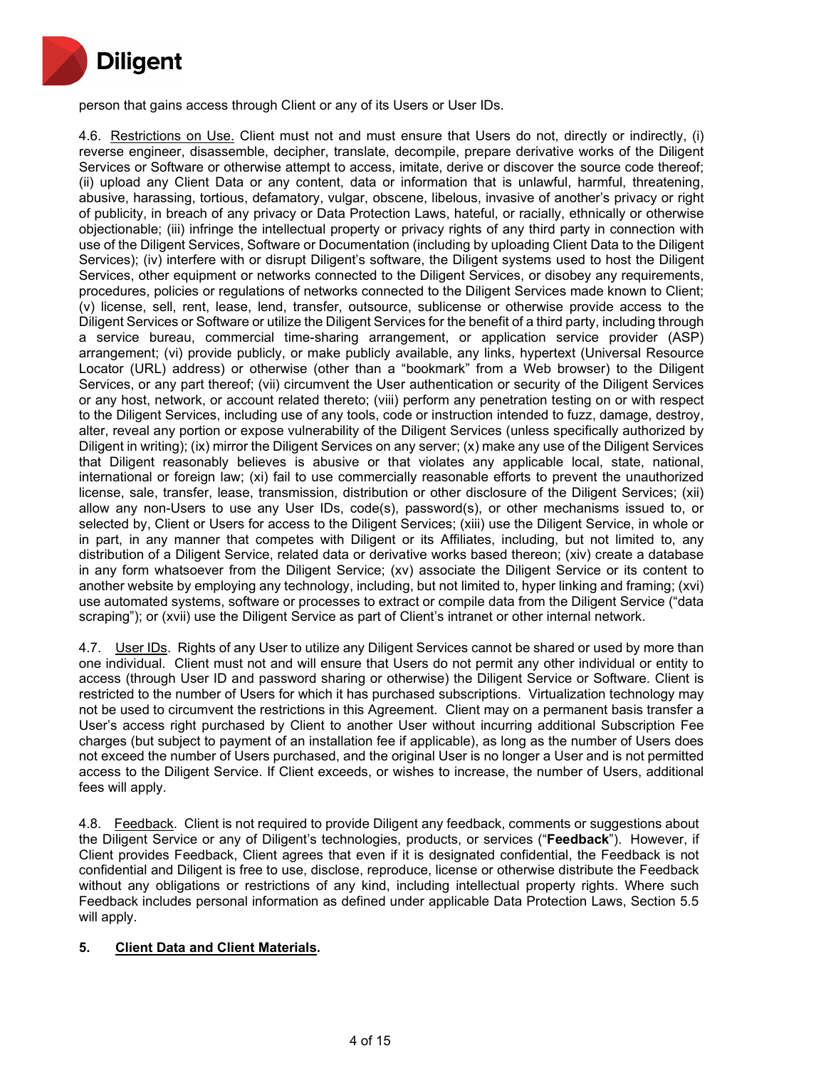person that gains access through Client or any of its Users or User IDs.

4.6. Restrictions on Use. Client must not and must ensure that Users do not, directly or indirectly, (i) reverse engineer, disassemble, decipher, translate, decompile, prepare derivative works of the Diligent Services or Software or otherwise attempt to access, imitate, derive or discover the source code thereof; (ii) upload any Client Data or any content, data or information that is unlawful, harmful, threatening, abusive, harassing, tortious, defamatory, vulgar, obscene, libelous, invasive of another's privacy or right of publicity, in breach of any privacy or Data Protection Laws, hateful, or racially, ethnically or otherwise objectionable; (iii) infringe the intellectual property or privacy rights of any third party in connection with use of the Diligent Services, Software or Documentation (including by uploading Client Data to the Diligent Services); (iv) interfere with or disrupt Diligent's software, the Diligent systems used to host the Diligent Services, other equipment or networks connected to the Diligent Services, or disobey any requirements, procedures, policies or regulations of networks connected to the Diligent Services made known to Client; (v) license, sell, rent, lease, lend, transfer, outsource, sublicense or otherwise provide access to the Diligent Services or Software or utilize the Diligent Services for the benefit of a third party, including through a service bureau, commercial time-sharing arrangement, or application service provider (ASP) arrangement; (vi) provide publicly, or make publicly available, any links, hypertext (Universal Resource Locator (URL) address) or otherwise (other than a "bookmark" from a Web browser) to the Diligent Services, or any part thereof; (vii) circumvent the User authentication or security of the Diligent Services or any host, network, or account related thereto; (viii) perform any penetration testing on or with respect to the Diligent Services, including use of any tools, code or instruction intended to fuzz, damage, destroy, alter, reveal any portion or expose vulnerability of the Diligent Services (unless specifically authorized by Diligent in writing); (ix) mirror the Diligent Services on any server; (x) make any use of the Diligent Services that Diligent reasonably believes is abusive or that violates any applicable local, state, national, international or foreign law; (xi) fail to use commercially reasonable efforts to prevent the unauthorized license, sale, transfer, lease, transmission, distribution or other disclosure of the Diligent Services; (xii) allow any non-Users to use any User IDs, code(s), password(s), or other mechanisms issued to, or selected by, Client or Users for access to the Diligent Services; (xiii) use the Diligent Service, in whole or in part, in any manner that competes with Diligent or its Affiliates, including, but not limited to, any distribution of a Diligent Service, related data or derivative works based thereon; (xiv) create a database in any form whatsoever from the Diligent Service; (xv) associate the Diligent Service or its content to another website by employing any technology, including, but not limited to, hyper linking and framing; (xvi) use automated systems, software or processes to extract or compile data from the Diligent Service ("data scraping"); or (xvii) use the Diligent Service as part of Client's intranet or other internal network.

4.7. User IDs. Rights of any User to utilize any Diligent Services cannot be shared or used by more than one individual. Client must not and will ensure that Users do not permit any other individual or entity to access (through User ID and password sharing or otherwise) the Diligent Service or Software. Client is restricted to the number of Users for which it has purchased subscriptions. Virtualization technology may not be used to circumvent the restrictions in this Agreement. Client may on a permanent basis transfer a User's access right purchased by Client to another User without incurring additional Subscription Fee charges (but subject to payment of an installation fee if applicable), as long as the number of Users does not exceed the number of Users purchased, and the original User is no longer a User and is not permitted access to the Diligent Service. If Client exceeds, or wishes to increase, the number of Users, additional fees will apply.

4.8. Feedback. Client is not required to provide Diligent any feedback, comments or suggestions about the Diligent Service or any of Diligent's technologies, products, or services ("**Feedback**"). However, if Client provides Feedback, Client agrees that even if it is designated confidential, the Feedback is not confidential and Diligent is free to use, disclose, reproduce, license or otherwise distribute the Feedback without any obligations or restrictions of any kind, including intellectual property rights. Where such Feedback includes personal information as defined under applicable Data Protection Laws, Section 5.5 will apply.

## 5. Client Data and Client Materials.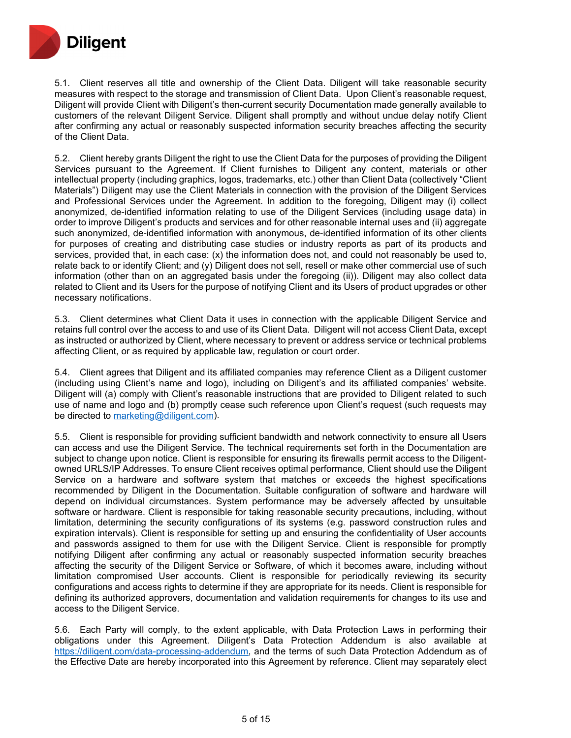5.1. Client reserves all title and ownership of the Client Data. Diligent will take reasonable security measures with respect to the storage and transmission of Client Data. Upon Client's reasonable request, Diligent will provide Client with Diligent's then-current security Documentation made generally available to customers of the relevant Diligent Service. Diligent shall promptly and without undue delay notify Client after confirming any actual or reasonably suspected information security breaches affecting the security of the Client Data.

5.2. Client hereby grants Diligent the right to use the Client Data for the purposes of providing the Diligent Services pursuant to the Agreement. If Client furnishes to Diligent any content, materials or other intellectual property (including graphics, logos, trademarks, etc.) other than Client Data (collectively "Client Materials") Diligent may use the Client Materials in connection with the provision of the Diligent Services and Professional Services under the Agreement. In addition to the foregoing, Diligent may (i) collect anonymized, de-identified information relating to use of the Diligent Services (including usage data) in order to improve Diligent's products and services and for other reasonable internal uses and (ii) aggregate such anonymized, de-identified information with anonymous, de-identified information of its other clients for purposes of creating and distributing case studies or industry reports as part of its products and services, provided that, in each case: (x) the information does not, and could not reasonably be used to, relate back to or identify Client; and (y) Diligent does not sell, resell or make other commercial use of such information (other than on an aggregated basis under the foregoing (ii)). Diligent may also collect data related to Client and its Users for the purpose of notifying Client and its Users of product upgrades or other necessary notifications.

5.3. Client determines what Client Data it uses in connection with the applicable Diligent Service and retains full control over the access to and use of its Client Data. Diligent will not access Client Data, except as instructed or authorized by Client, where necessary to prevent or address service or technical problems affecting Client, or as required by applicable law, regulation or court order.

5.4. Client agrees that Diligent and its affiliated companies may reference Client as a Diligent customer (including using Client's name and logo), including on Diligent's and its affiliated companies' website. Diligent will (a) comply with Client's reasonable instructions that are provided to Diligent related to such use of name and logo and (b) promptly cease such reference upon Client's request (such requests may be directed to marketing@diligent.com).

5.5. Client is responsible for providing sufficient bandwidth and network connectivity to ensure all Users can access and use the Diligent Service. The technical requirements set forth in the Documentation are subject to change upon notice. Client is responsible for ensuring its firewalls permit access to the Diligent-owned URLS/IP Addresses. To ensure Client receives optimal performance, Client should use the Diligent Service on a hardware and software system that matches or exceeds the highest specifications recommended by Diligent in the Documentation. Suitable configuration of software and hardware will depend on individual circumstances. System performance may be adversely affected by unsuitable software or hardware. Client is responsible for taking reasonable security precautions, including, without limitation, determining the security configurations of its systems (e.g. password construction rules and expiration intervals). Client is responsible for setting up and ensuring the confidentiality of User accounts and passwords assigned to them for use with the Diligent Service. Client is responsible for promptly notifying Diligent after confirming any actual or reasonably suspected information security breaches affecting the security of the Diligent Service or Software, of which it becomes aware, including without limitation compromised User accounts. Client is responsible for periodically reviewing its security configurations and access rights to determine if they are appropriate for its needs. Client is responsible for defining its authorized approvers, documentation and validation requirements for changes to its use and access to the Diligent Service.

5.6. Each Party will comply, to the extent applicable, with Data Protection Laws in performing their obligations under this Agreement. Diligent's Data Protection Addendum is also available at https://diligent.com/data-processing-addendum, and the terms of such Data Protection Addendum as of the Effective Date are hereby incorporated into this Agreement by reference. Client may separately elect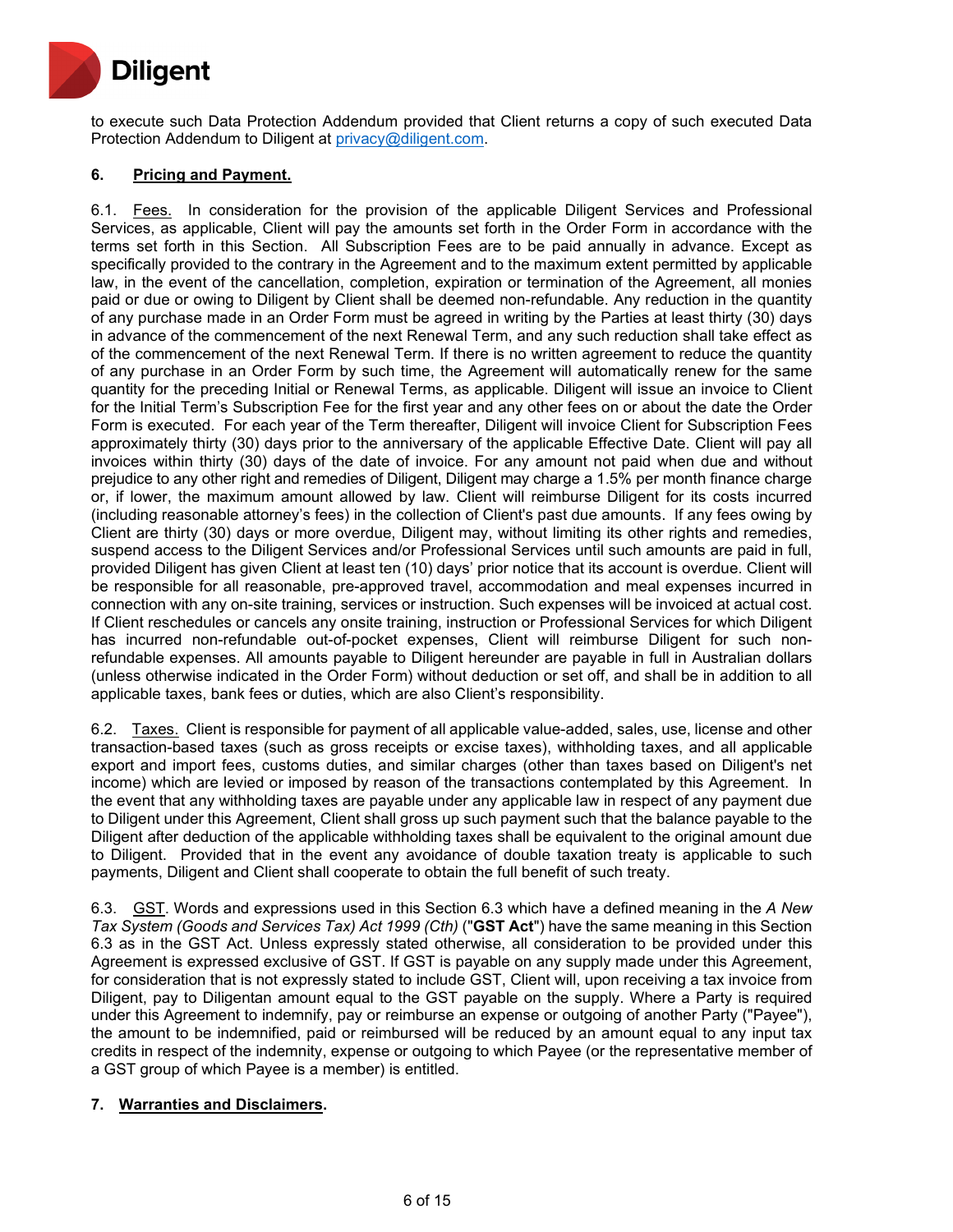to execute such Data Protection Addendum provided that Client returns a copy of such executed Data Protection Addendum to Diligent at privacy@diligent.com.

## 6. Pricing and Payment.

6.1. Fees. In consideration for the provision of the applicable Diligent Services and Professional Services, as applicable, Client will pay the amounts set forth in the Order Form in accordance with the terms set forth in this Section. All Subscription Fees are to be paid annually in advance. Except as specifically provided to the contrary in the Agreement and to the maximum extent permitted by applicable law, in the event of the cancellation, completion, expiration or termination of the Agreement, all monies paid or due or owing to Diligent by Client shall be deemed non-refundable. Any reduction in the quantity of any purchase made in an Order Form must be agreed in writing by the Parties at least thirty (30) days in advance of the commencement of the next Renewal Term, and any such reduction shall take effect as of the commencement of the next Renewal Term. If there is no written agreement to reduce the quantity of any purchase in an Order Form by such time, the Agreement will automatically renew for the same quantity for the preceding Initial or Renewal Terms, as applicable. Diligent will issue an invoice to Client for the Initial Term's Subscription Fee for the first year and any other fees on or about the date the Order Form is executed. For each year of the Term thereafter, Diligent will invoice Client for Subscription Fees approximately thirty (30) days prior to the anniversary of the applicable Effective Date. Client will pay all invoices within thirty (30) days of the date of invoice. For any amount not paid when due and without prejudice to any other right and remedies of Diligent, Diligent may charge a 1.5% per month finance charge or, if lower, the maximum amount allowed by law. Client will reimburse Diligent for its costs incurred (including reasonable attorney's fees) in the collection of Client's past due amounts. If any fees owing by Client are thirty (30) days or more overdue, Diligent may, without limiting its other rights and remedies, suspend access to the Diligent Services and/or Professional Services until such amounts are paid in full, provided Diligent has given Client at least ten (10) days' prior notice that its account is overdue. Client will be responsible for all reasonable, pre-approved travel, accommodation and meal expenses incurred in connection with any on-site training, services or instruction. Such expenses will be invoiced at actual cost. If Client reschedules or cancels any onsite training, instruction or Professional Services for which Diligent has incurred non-refundable out-of-pocket expenses, Client will reimburse Diligent for such non-refundable expenses. All amounts payable to Diligent hereunder are payable in full in Australian dollars (unless otherwise indicated in the Order Form) without deduction or set off, and shall be in addition to all applicable taxes, bank fees or duties, which are also Client's responsibility.

6.2. Taxes. Client is responsible for payment of all applicable value-added, sales, use, license and other transaction-based taxes (such as gross receipts or excise taxes), withholding taxes, and all applicable export and import fees, customs duties, and similar charges (other than taxes based on Diligent's net income) which are levied or imposed by reason of the transactions contemplated by this Agreement. In the event that any withholding taxes are payable under any applicable law in respect of any payment due to Diligent under this Agreement, Client shall gross up such payment such that the balance payable to the Diligent after deduction of the applicable withholding taxes shall be equivalent to the original amount due to Diligent. Provided that in the event any avoidance of double taxation treaty is applicable to such payments, Diligent and Client shall cooperate to obtain the full benefit of such treaty.

6.3. GST. Words and expressions used in this Section 6.3 which have a defined meaning in the *A New Tax System (Goods and Services Tax) Act 1999 (Cth)* ("**GST Act**") have the same meaning in this Section 6.3 as in the GST Act. Unless expressly stated otherwise, all consideration to be provided under this Agreement is expressed exclusive of GST. If GST is payable on any supply made under this Agreement, for consideration that is not expressly stated to include GST, Client will, upon receiving a tax invoice from Diligent, pay to Diligentan amount equal to the GST payable on the supply. Where a Party is required under this Agreement to indemnify, pay or reimburse an expense or outgoing of another Party ("Payee"), the amount to be indemnified, paid or reimbursed will be reduced by an amount equal to any input tax credits in respect of the indemnity, expense or outgoing to which Payee (or the representative member of a GST group of which Payee is a member) is entitled.

## 7. Warranties and Disclaimers.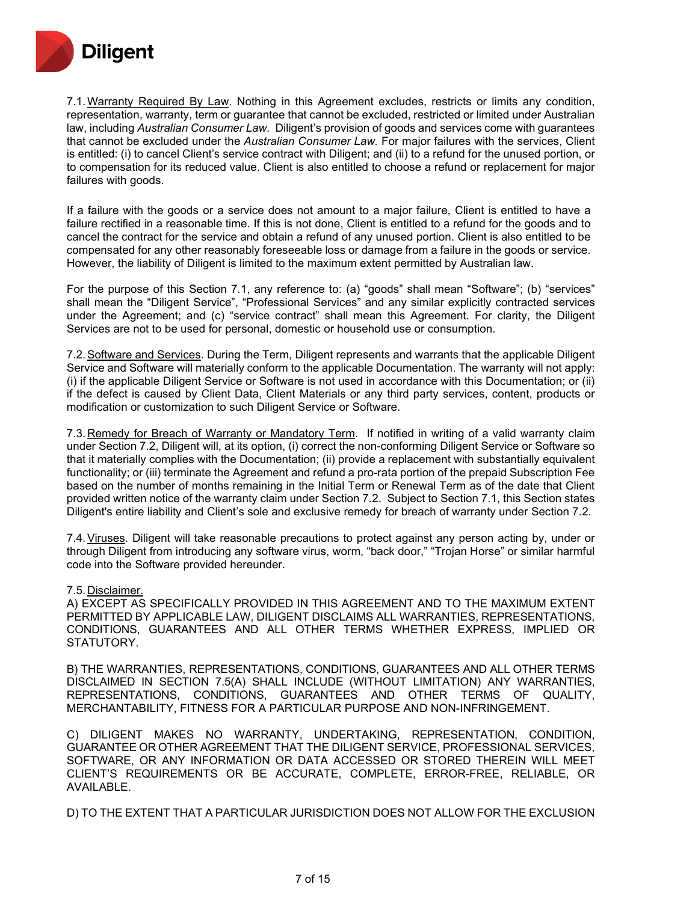7.1. Warranty Required By Law. Nothing in this Agreement excludes, restricts or limits any condition, representation, warranty, term or guarantee that cannot be excluded, restricted or limited under Australian law, including *Australian Consumer Law*. Diligent's provision of goods and services come with guarantees that cannot be excluded under the *Australian Consumer Law*. For major failures with the services, Client is entitled: (i) to cancel Client's service contract with Diligent; and (ii) to a refund for the unused portion, or to compensation for its reduced value. Client is also entitled to choose a refund or replacement for major failures with goods.

If a failure with the goods or a service does not amount to a major failure, Client is entitled to have a failure rectified in a reasonable time. If this is not done, Client is entitled to a refund for the goods and to cancel the contract for the service and obtain a refund of any unused portion. Client is also entitled to be compensated for any other reasonably foreseeable loss or damage from a failure in the goods or service. However, the liability of Diligent is limited to the maximum extent permitted by Australian law.

For the purpose of this Section 7.1, any reference to: (a) "goods" shall mean "Software"; (b) "services" shall mean the "Diligent Service", "Professional Services" and any similar explicitly contracted services under the Agreement; and (c) "service contract" shall mean this Agreement. For clarity, the Diligent Services are not to be used for personal, domestic or household use or consumption.

7.2. Software and Services. During the Term, Diligent represents and warrants that the applicable Diligent Service and Software will materially conform to the applicable Documentation. The warranty will not apply: (i) if the applicable Diligent Service or Software is not used in accordance with this Documentation; or (ii) if the defect is caused by Client Data, Client Materials or any third party services, content, products or modification or customization to such Diligent Service or Software.

7.3. Remedy for Breach of Warranty or Mandatory Term. If notified in writing of a valid warranty claim under Section 7.2, Diligent will, at its option, (i) correct the non-conforming Diligent Service or Software so that it materially complies with the Documentation; (ii) provide a replacement with substantially equivalent functionality; or (iii) terminate the Agreement and refund a pro-rata portion of the prepaid Subscription Fee based on the number of months remaining in the Initial Term or Renewal Term as of the date that Client provided written notice of the warranty claim under Section 7.2. Subject to Section 7.1, this Section states Diligent's entire liability and Client's sole and exclusive remedy for breach of warranty under Section 7.2.

7.4. Viruses. Diligent will take reasonable precautions to protect against any person acting by, under or through Diligent from introducing any software virus, worm, "back door," "Trojan Horse" or similar harmful code into the Software provided hereunder.

7.5. Disclaimer.

A) EXCEPT AS SPECIFICALLY PROVIDED IN THIS AGREEMENT AND TO THE MAXIMUM EXTENT PERMITTED BY APPLICABLE LAW, DILIGENT DISCLAIMS ALL WARRANTIES, REPRESENTATIONS, CONDITIONS, GUARANTEES AND ALL OTHER TERMS WHETHER EXPRESS, IMPLIED OR STATUTORY.

B) THE WARRANTIES, REPRESENTATIONS, CONDITIONS, GUARANTEES AND ALL OTHER TERMS DISCLAIMED IN SECTION 7.5(A) SHALL INCLUDE (WITHOUT LIMITATION) ANY WARRANTIES, REPRESENTATIONS, CONDITIONS, GUARANTEES AND OTHER TERMS OF QUALITY, MERCHANTABILITY, FITNESS FOR A PARTICULAR PURPOSE AND NON-INFRINGEMENT.

C) DILIGENT MAKES NO WARRANTY, UNDERTAKING, REPRESENTATION, CONDITION, GUARANTEE OR OTHER AGREEMENT THAT THE DILIGENT SERVICE, PROFESSIONAL SERVICES, SOFTWARE, OR ANY INFORMATION OR DATA ACCESSED OR STORED THEREIN WILL MEET CLIENT'S REQUIREMENTS OR BE ACCURATE, COMPLETE, ERROR-FREE, RELIABLE, OR AVAILABLE.

D) TO THE EXTENT THAT A PARTICULAR JURISDICTION DOES NOT ALLOW FOR THE EXCLUSION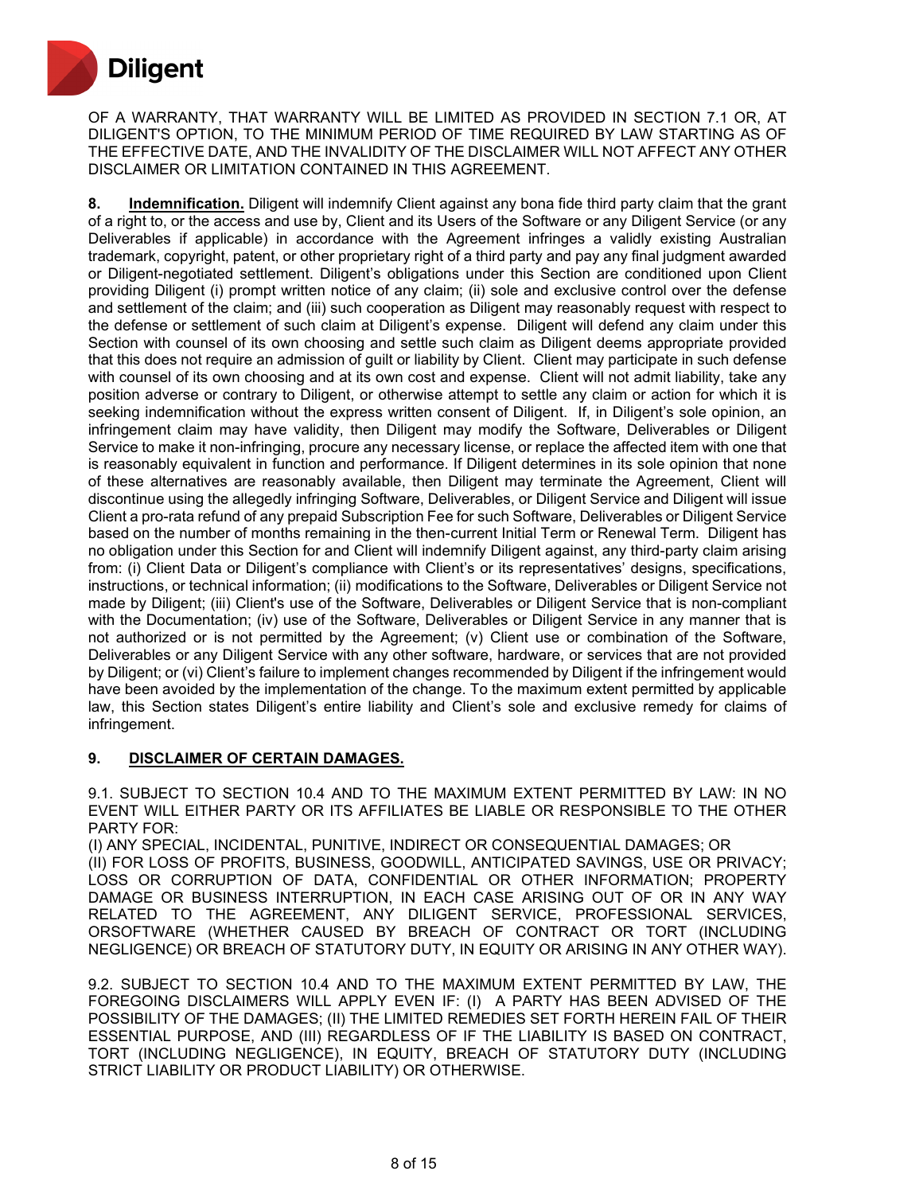OF A WARRANTY, THAT WARRANTY WILL BE LIMITED AS PROVIDED IN SECTION 7.1 OR, AT DILIGENT'S OPTION, TO THE MINIMUM PERIOD OF TIME REQUIRED BY LAW STARTING AS OF THE EFFECTIVE DATE, AND THE INVALIDITY OF THE DISCLAIMER WILL NOT AFFECT ANY OTHER DISCLAIMER OR LIMITATION CONTAINED IN THIS AGREEMENT.

**8. Indemnification.** Diligent will indemnify Client against any bona fide third party claim that the grant of a right to, or the access and use by, Client and its Users of the Software or any Diligent Service (or any Deliverables if applicable) in accordance with the Agreement infringes a validly existing Australian trademark, copyright, patent, or other proprietary right of a third party and pay any final judgment awarded or Diligent-negotiated settlement. Diligent's obligations under this Section are conditioned upon Client providing Diligent (i) prompt written notice of any claim; (ii) sole and exclusive control over the defense and settlement of the claim; and (iii) such cooperation as Diligent may reasonably request with respect to the defense or settlement of such claim at Diligent's expense. Diligent will defend any claim under this Section with counsel of its own choosing and settle such claim as Diligent deems appropriate provided that this does not require an admission of guilt or liability by Client. Client may participate in such defense with counsel of its own choosing and at its own cost and expense. Client will not admit liability, take any position adverse or contrary to Diligent, or otherwise attempt to settle any claim or action for which it is seeking indemnification without the express written consent of Diligent. If, in Diligent's sole opinion, an infringement claim may have validity, then Diligent may modify the Software, Deliverables or Diligent Service to make it non-infringing, procure any necessary license, or replace the affected item with one that is reasonably equivalent in function and performance. If Diligent determines in its sole opinion that none of these alternatives are reasonably available, then Diligent may terminate the Agreement, Client will discontinue using the allegedly infringing Software, Deliverables, or Diligent Service and Diligent will issue Client a pro-rata refund of any prepaid Subscription Fee for such Software, Deliverables or Diligent Service based on the number of months remaining in the then-current Initial Term or Renewal Term. Diligent has no obligation under this Section for and Client will indemnify Diligent against, any third-party claim arising from: (i) Client Data or Diligent's compliance with Client's or its representatives' designs, specifications, instructions, or technical information; (ii) modifications to the Software, Deliverables or Diligent Service not made by Diligent; (iii) Client's use of the Software, Deliverables or Diligent Service that is non-compliant with the Documentation; (iv) use of the Software, Deliverables or Diligent Service in any manner that is not authorized or is not permitted by the Agreement; (v) Client use or combination of the Software, Deliverables or any Diligent Service with any other software, hardware, or services that are not provided by Diligent; or (vi) Client's failure to implement changes recommended by Diligent if the infringement would have been avoided by the implementation of the change. To the maximum extent permitted by applicable law, this Section states Diligent's entire liability and Client's sole and exclusive remedy for claims of infringement.

**9. DISCLAIMER OF CERTAIN DAMAGES.**

9.1. SUBJECT TO SECTION 10.4 AND TO THE MAXIMUM EXTENT PERMITTED BY LAW: IN NO EVENT WILL EITHER PARTY OR ITS AFFILIATES BE LIABLE OR RESPONSIBLE TO THE OTHER PARTY FOR:
(I) ANY SPECIAL, INCIDENTAL, PUNITIVE, INDIRECT OR CONSEQUENTIAL DAMAGES; OR
(II) FOR LOSS OF PROFITS, BUSINESS, GOODWILL, ANTICIPATED SAVINGS, USE OR PRIVACY; LOSS OR CORRUPTION OF DATA, CONFIDENTIAL OR OTHER INFORMATION; PROPERTY DAMAGE OR BUSINESS INTERRUPTION, IN EACH CASE ARISING OUT OF OR IN ANY WAY RELATED TO THE AGREEMENT, ANY DILIGENT SERVICE, PROFESSIONAL SERVICES, ORSOFTWARE (WHETHER CAUSED BY BREACH OF CONTRACT OR TORT (INCLUDING NEGLIGENCE) OR BREACH OF STATUTORY DUTY, IN EQUITY OR ARISING IN ANY OTHER WAY).

9.2. SUBJECT TO SECTION 10.4 AND TO THE MAXIMUM EXTENT PERMITTED BY LAW, THE FOREGOING DISCLAIMERS WILL APPLY EVEN IF: (I) A PARTY HAS BEEN ADVISED OF THE POSSIBILITY OF THE DAMAGES; (II) THE LIMITED REMEDIES SET FORTH HEREIN FAIL OF THEIR ESSENTIAL PURPOSE, AND (III) REGARDLESS OF IF THE LIABILITY IS BASED ON CONTRACT, TORT (INCLUDING NEGLIGENCE), IN EQUITY, BREACH OF STATUTORY DUTY (INCLUDING STRICT LIABILITY OR PRODUCT LIABILITY) OR OTHERWISE.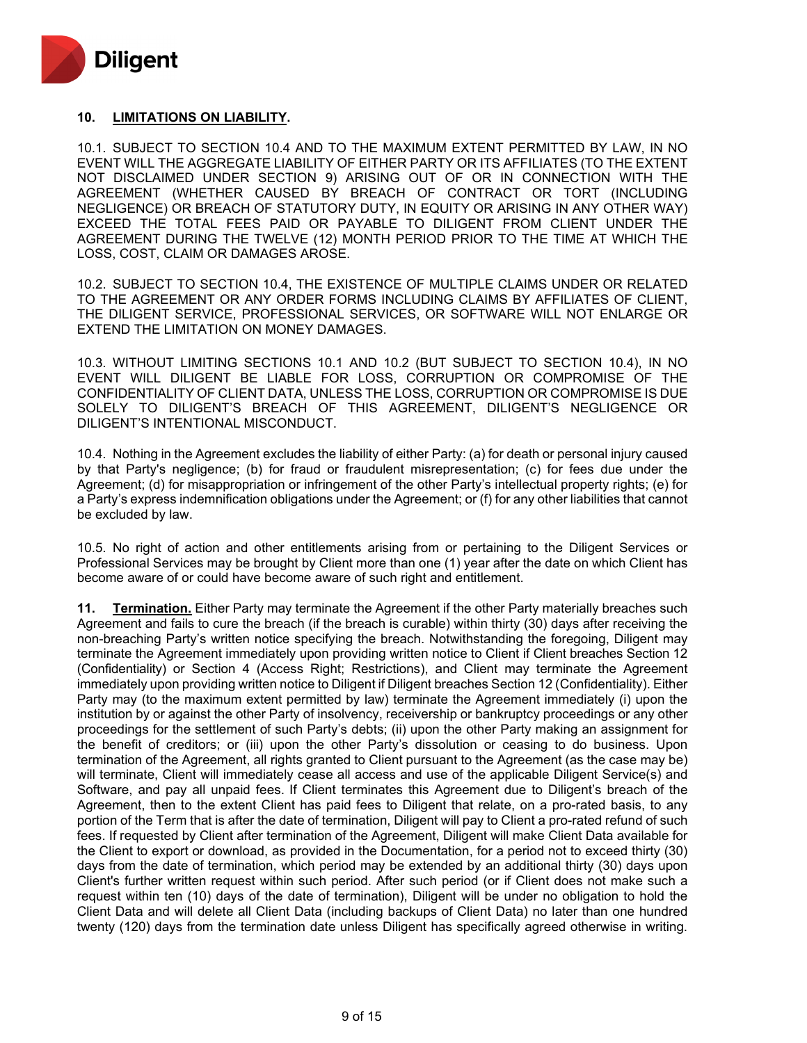## 10. LIMITATIONS ON LIABILITY.

10.1. SUBJECT TO SECTION 10.4 AND TO THE MAXIMUM EXTENT PERMITTED BY LAW, IN NO EVENT WILL THE AGGREGATE LIABILITY OF EITHER PARTY OR ITS AFFILIATES (TO THE EXTENT NOT DISCLAIMED UNDER SECTION 9) ARISING OUT OF OR IN CONNECTION WITH THE AGREEMENT (WHETHER CAUSED BY BREACH OF CONTRACT OR TORT (INCLUDING NEGLIGENCE) OR BREACH OF STATUTORY DUTY, IN EQUITY OR ARISING IN ANY OTHER WAY) EXCEED THE TOTAL FEES PAID OR PAYABLE TO DILIGENT FROM CLIENT UNDER THE AGREEMENT DURING THE TWELVE (12) MONTH PERIOD PRIOR TO THE TIME AT WHICH THE LOSS, COST, CLAIM OR DAMAGES AROSE.

10.2. SUBJECT TO SECTION 10.4, THE EXISTENCE OF MULTIPLE CLAIMS UNDER OR RELATED TO THE AGREEMENT OR ANY ORDER FORMS INCLUDING CLAIMS BY AFFILIATES OF CLIENT, THE DILIGENT SERVICE, PROFESSIONAL SERVICES, OR SOFTWARE WILL NOT ENLARGE OR EXTEND THE LIMITATION ON MONEY DAMAGES.

10.3. WITHOUT LIMITING SECTIONS 10.1 AND 10.2 (BUT SUBJECT TO SECTION 10.4), IN NO EVENT WILL DILIGENT BE LIABLE FOR LOSS, CORRUPTION OR COMPROMISE OF THE CONFIDENTIALITY OF CLIENT DATA, UNLESS THE LOSS, CORRUPTION OR COMPROMISE IS DUE SOLELY TO DILIGENT'S BREACH OF THIS AGREEMENT, DILIGENT'S NEGLIGENCE OR DILIGENT'S INTENTIONAL MISCONDUCT.

10.4. Nothing in the Agreement excludes the liability of either Party: (a) for death or personal injury caused by that Party's negligence; (b) for fraud or fraudulent misrepresentation; (c) for fees due under the Agreement; (d) for misappropriation or infringement of the other Party's intellectual property rights; (e) for a Party's express indemnification obligations under the Agreement; or (f) for any other liabilities that cannot be excluded by law.

10.5. No right of action and other entitlements arising from or pertaining to the Diligent Services or Professional Services may be brought by Client more than one (1) year after the date on which Client has become aware of or could have become aware of such right and entitlement.

**11. Termination.** Either Party may terminate the Agreement if the other Party materially breaches such Agreement and fails to cure the breach (if the breach is curable) within thirty (30) days after receiving the non-breaching Party's written notice specifying the breach. Notwithstanding the foregoing, Diligent may terminate the Agreement immediately upon providing written notice to Client if Client breaches Section 12 (Confidentiality) or Section 4 (Access Right; Restrictions), and Client may terminate the Agreement immediately upon providing written notice to Diligent if Diligent breaches Section 12 (Confidentiality). Either Party may (to the maximum extent permitted by law) terminate the Agreement immediately (i) upon the institution by or against the other Party of insolvency, receivership or bankruptcy proceedings or any other proceedings for the settlement of such Party's debts; (ii) upon the other Party making an assignment for the benefit of creditors; or (iii) upon the other Party's dissolution or ceasing to do business. Upon termination of the Agreement, all rights granted to Client pursuant to the Agreement (as the case may be) will terminate, Client will immediately cease all access and use of the applicable Diligent Service(s) and Software, and pay all unpaid fees. If Client terminates this Agreement due to Diligent's breach of the Agreement, then to the extent Client has paid fees to Diligent that relate, on a pro-rated basis, to any portion of the Term that is after the date of termination, Diligent will pay to Client a pro-rated refund of such fees. If requested by Client after termination of the Agreement, Diligent will make Client Data available for the Client to export or download, as provided in the Documentation, for a period not to exceed thirty (30) days from the date of termination, which period may be extended by an additional thirty (30) days upon Client's further written request within such period. After such period (or if Client does not make such a request within ten (10) days of the date of termination), Diligent will be under no obligation to hold the Client Data and will delete all Client Data (including backups of Client Data) no later than one hundred twenty (120) days from the termination date unless Diligent has specifically agreed otherwise in writing.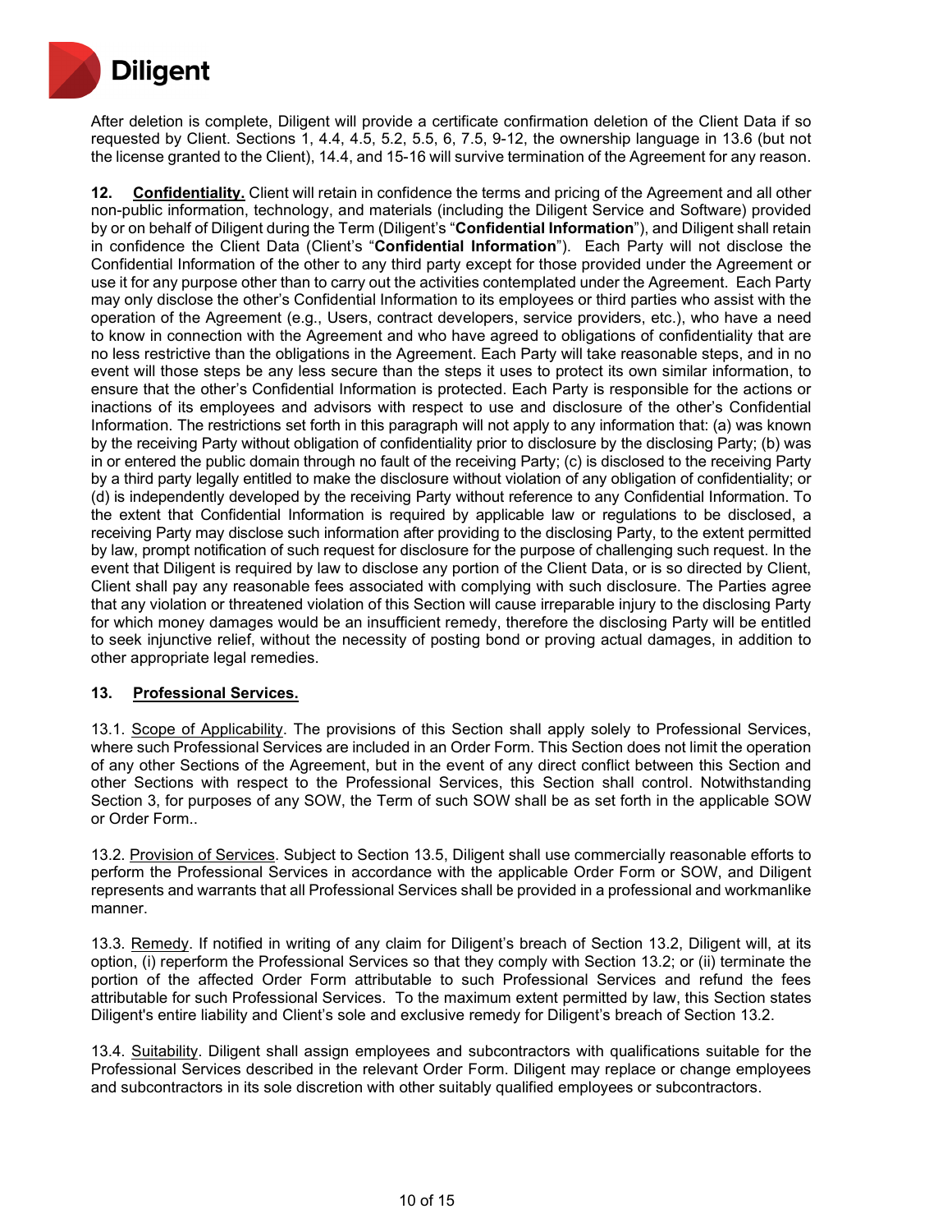After deletion is complete, Diligent will provide a certificate confirmation deletion of the Client Data if so requested by Client. Sections 1, 4.4, 4.5, 5.2, 5.5, 6, 7.5, 9-12, the ownership language in 13.6 (but not the license granted to the Client), 14.4, and 15-16 will survive termination of the Agreement for any reason.

**12. Confidentiality.** Client will retain in confidence the terms and pricing of the Agreement and all other non-public information, technology, and materials (including the Diligent Service and Software) provided by or on behalf of Diligent during the Term (Diligent's "**Confidential Information**"), and Diligent shall retain in confidence the Client Data (Client's "**Confidential Information**"). Each Party will not disclose the Confidential Information of the other to any third party except for those provided under the Agreement or use it for any purpose other than to carry out the activities contemplated under the Agreement. Each Party may only disclose the other's Confidential Information to its employees or third parties who assist with the operation of the Agreement (e.g., Users, contract developers, service providers, etc.), who have a need to know in connection with the Agreement and who have agreed to obligations of confidentiality that are no less restrictive than the obligations in the Agreement. Each Party will take reasonable steps, and in no event will those steps be any less secure than the steps it uses to protect its own similar information, to ensure that the other's Confidential Information is protected. Each Party is responsible for the actions or inactions of its employees and advisors with respect to use and disclosure of the other's Confidential Information. The restrictions set forth in this paragraph will not apply to any information that: (a) was known by the receiving Party without obligation of confidentiality prior to disclosure by the disclosing Party; (b) was in or entered the public domain through no fault of the receiving Party; (c) is disclosed to the receiving Party by a third party legally entitled to make the disclosure without violation of any obligation of confidentiality; or (d) is independently developed by the receiving Party without reference to any Confidential Information. To the extent that Confidential Information is required by applicable law or regulations to be disclosed, a receiving Party may disclose such information after providing to the disclosing Party, to the extent permitted by law, prompt notification of such request for disclosure for the purpose of challenging such request. In the event that Diligent is required by law to disclose any portion of the Client Data, or is so directed by Client, Client shall pay any reasonable fees associated with complying with such disclosure. The Parties agree that any violation or threatened violation of this Section will cause irreparable injury to the disclosing Party for which money damages would be an insufficient remedy, therefore the disclosing Party will be entitled to seek injunctive relief, without the necessity of posting bond or proving actual damages, in addition to other appropriate legal remedies.

**13. Professional Services.**

13.1. Scope of Applicability. The provisions of this Section shall apply solely to Professional Services, where such Professional Services are included in an Order Form. This Section does not limit the operation of any other Sections of the Agreement, but in the event of any direct conflict between this Section and other Sections with respect to the Professional Services, this Section shall control. Notwithstanding Section 3, for purposes of any SOW, the Term of such SOW shall be as set forth in the applicable SOW or Order Form..

13.2. Provision of Services. Subject to Section 13.5, Diligent shall use commercially reasonable efforts to perform the Professional Services in accordance with the applicable Order Form or SOW, and Diligent represents and warrants that all Professional Services shall be provided in a professional and workmanlike manner.

13.3. Remedy. If notified in writing of any claim for Diligent's breach of Section 13.2, Diligent will, at its option, (i) reperform the Professional Services so that they comply with Section 13.2; or (ii) terminate the portion of the affected Order Form attributable to such Professional Services and refund the fees attributable for such Professional Services. To the maximum extent permitted by law, this Section states Diligent's entire liability and Client's sole and exclusive remedy for Diligent's breach of Section 13.2.

13.4. Suitability. Diligent shall assign employees and subcontractors with qualifications suitable for the Professional Services described in the relevant Order Form. Diligent may replace or change employees and subcontractors in its sole discretion with other suitably qualified employees or subcontractors.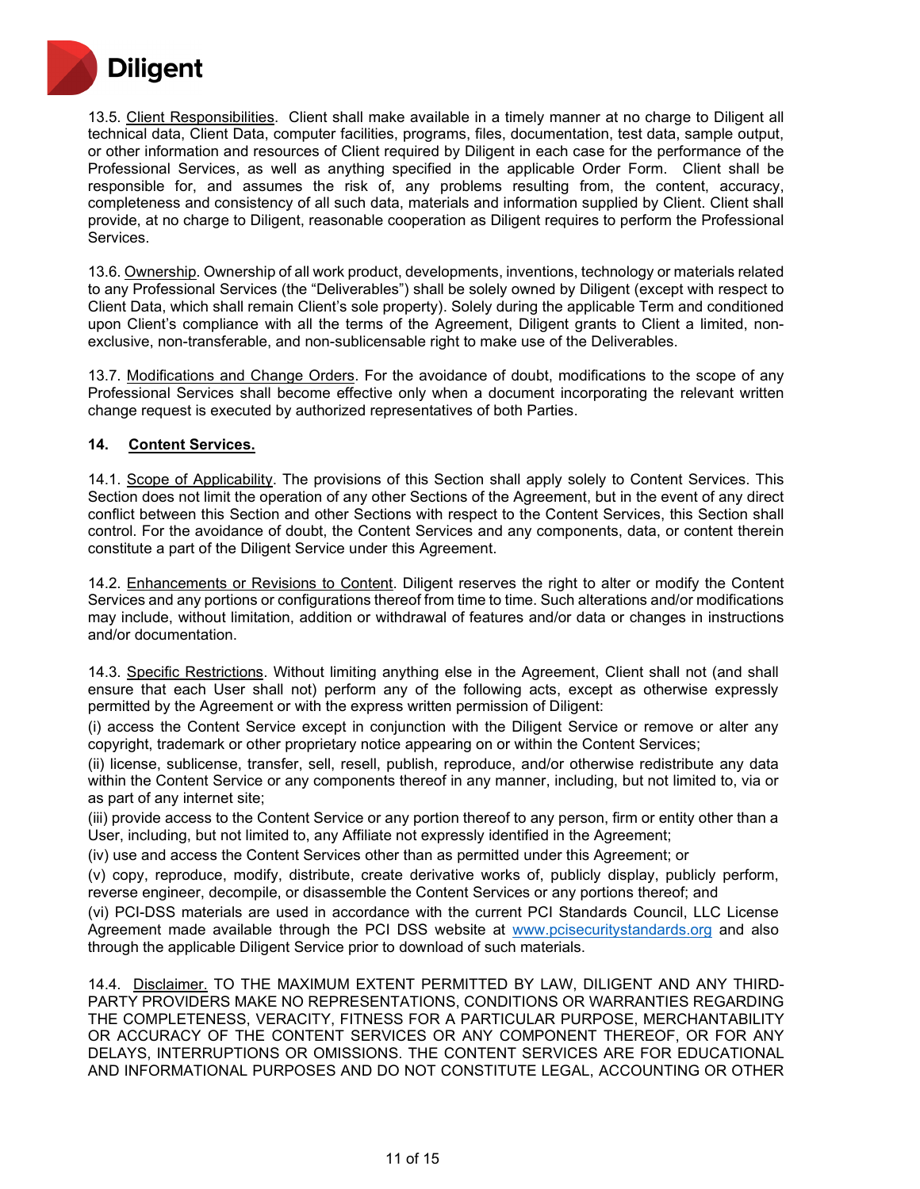13.5. Client Responsibilities. Client shall make available in a timely manner at no charge to Diligent all technical data, Client Data, computer facilities, programs, files, documentation, test data, sample output, or other information and resources of Client required by Diligent in each case for the performance of the Professional Services, as well as anything specified in the applicable Order Form. Client shall be responsible for, and assumes the risk of, any problems resulting from, the content, accuracy, completeness and consistency of all such data, materials and information supplied by Client. Client shall provide, at no charge to Diligent, reasonable cooperation as Diligent requires to perform the Professional Services.

13.6. Ownership. Ownership of all work product, developments, inventions, technology or materials related to any Professional Services (the "Deliverables") shall be solely owned by Diligent (except with respect to Client Data, which shall remain Client's sole property). Solely during the applicable Term and conditioned upon Client's compliance with all the terms of the Agreement, Diligent grants to Client a limited, non-exclusive, non-transferable, and non-sublicensable right to make use of the Deliverables.

13.7. Modifications and Change Orders. For the avoidance of doubt, modifications to the scope of any Professional Services shall become effective only when a document incorporating the relevant written change request is executed by authorized representatives of both Parties.

## 14. Content Services.

14.1. Scope of Applicability. The provisions of this Section shall apply solely to Content Services. This Section does not limit the operation of any other Sections of the Agreement, but in the event of any direct conflict between this Section and other Sections with respect to the Content Services, this Section shall control. For the avoidance of doubt, the Content Services and any components, data, or content therein constitute a part of the Diligent Service under this Agreement.

14.2. Enhancements or Revisions to Content. Diligent reserves the right to alter or modify the Content Services and any portions or configurations thereof from time to time. Such alterations and/or modifications may include, without limitation, addition or withdrawal of features and/or data or changes in instructions and/or documentation.

14.3. Specific Restrictions. Without limiting anything else in the Agreement, Client shall not (and shall ensure that each User shall not) perform any of the following acts, except as otherwise expressly permitted by the Agreement or with the express written permission of Diligent:

(i) access the Content Service except in conjunction with the Diligent Service or remove or alter any copyright, trademark or other proprietary notice appearing on or within the Content Services;

(ii) license, sublicense, transfer, sell, resell, publish, reproduce, and/or otherwise redistribute any data within the Content Service or any components thereof in any manner, including, but not limited to, via or as part of any internet site;

(iii) provide access to the Content Service or any portion thereof to any person, firm or entity other than a User, including, but not limited to, any Affiliate not expressly identified in the Agreement;

(iv) use and access the Content Services other than as permitted under this Agreement; or

(v) copy, reproduce, modify, distribute, create derivative works of, publicly display, publicly perform, reverse engineer, decompile, or disassemble the Content Services or any portions thereof; and

(vi) PCI-DSS materials are used in accordance with the current PCI Standards Council, LLC License Agreement made available through the PCI DSS website at www.pcisecuritystandards.org and also through the applicable Diligent Service prior to download of such materials.

14.4. Disclaimer. TO THE MAXIMUM EXTENT PERMITTED BY LAW, DILIGENT AND ANY THIRD-PARTY PROVIDERS MAKE NO REPRESENTATIONS, CONDITIONS OR WARRANTIES REGARDING THE COMPLETENESS, VERACITY, FITNESS FOR A PARTICULAR PURPOSE, MERCHANTABILITY OR ACCURACY OF THE CONTENT SERVICES OR ANY COMPONENT THEREOF, OR FOR ANY DELAYS, INTERRUPTIONS OR OMISSIONS. THE CONTENT SERVICES ARE FOR EDUCATIONAL AND INFORMATIONAL PURPOSES AND DO NOT CONSTITUTE LEGAL, ACCOUNTING OR OTHER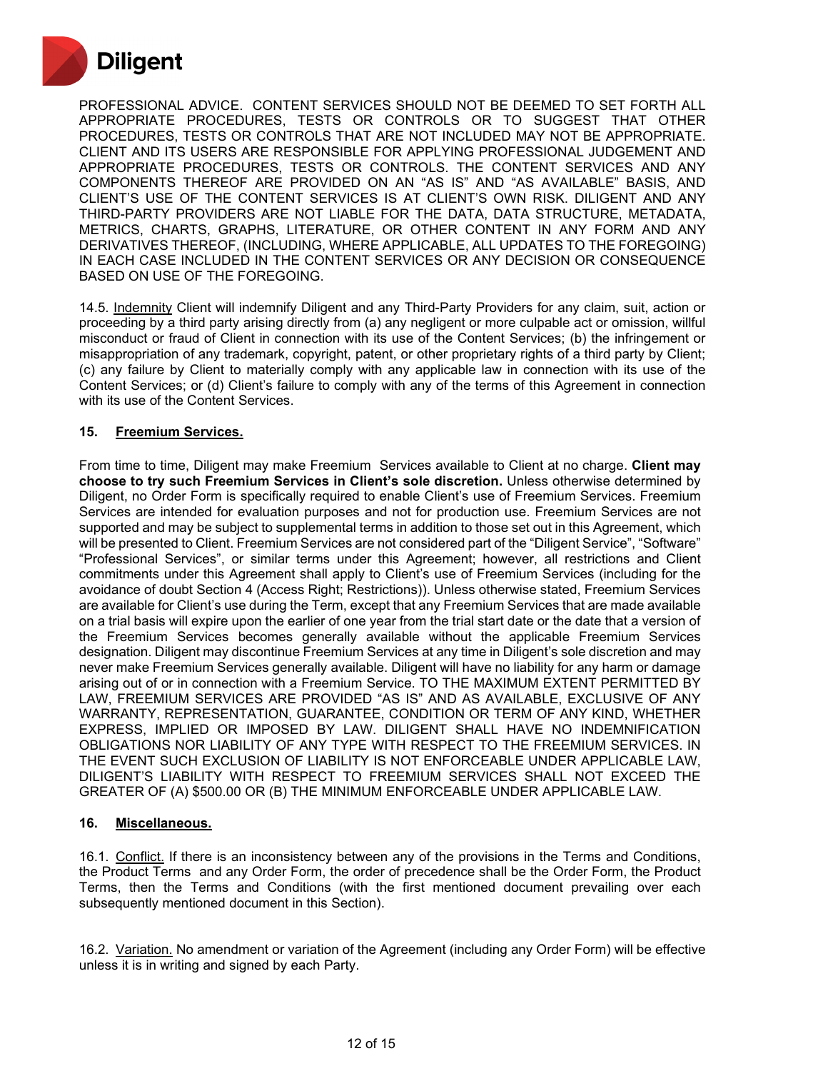PROFESSIONAL ADVICE. CONTENT SERVICES SHOULD NOT BE DEEMED TO SET FORTH ALL APPROPRIATE PROCEDURES, TESTS OR CONTROLS OR TO SUGGEST THAT OTHER PROCEDURES, TESTS OR CONTROLS THAT ARE NOT INCLUDED MAY NOT BE APPROPRIATE. CLIENT AND ITS USERS ARE RESPONSIBLE FOR APPLYING PROFESSIONAL JUDGEMENT AND APPROPRIATE PROCEDURES, TESTS OR CONTROLS. THE CONTENT SERVICES AND ANY COMPONENTS THEREOF ARE PROVIDED ON AN "AS IS" AND "AS AVAILABLE" BASIS, AND CLIENT'S USE OF THE CONTENT SERVICES IS AT CLIENT'S OWN RISK. DILIGENT AND ANY THIRD-PARTY PROVIDERS ARE NOT LIABLE FOR THE DATA, DATA STRUCTURE, METADATA, METRICS, CHARTS, GRAPHS, LITERATURE, OR OTHER CONTENT IN ANY FORM AND ANY DERIVATIVES THEREOF, (INCLUDING, WHERE APPLICABLE, ALL UPDATES TO THE FOREGOING) IN EACH CASE INCLUDED IN THE CONTENT SERVICES OR ANY DECISION OR CONSEQUENCE BASED ON USE OF THE FOREGOING.

14.5. Indemnity Client will indemnify Diligent and any Third-Party Providers for any claim, suit, action or proceeding by a third party arising directly from (a) any negligent or more culpable act or omission, willful misconduct or fraud of Client in connection with its use of the Content Services; (b) the infringement or misappropriation of any trademark, copyright, patent, or other proprietary rights of a third party by Client; (c) any failure by Client to materially comply with any applicable law in connection with its use of the Content Services; or (d) Client's failure to comply with any of the terms of this Agreement in connection with its use of the Content Services.

## 15. Freemium Services.

From time to time, Diligent may make Freemium Services available to Client at no charge. **Client may choose to try such Freemium Services in Client's sole discretion.** Unless otherwise determined by Diligent, no Order Form is specifically required to enable Client's use of Freemium Services. Freemium Services are intended for evaluation purposes and not for production use. Freemium Services are not supported and may be subject to supplemental terms in addition to those set out in this Agreement, which will be presented to Client. Freemium Services are not considered part of the "Diligent Service", "Software" "Professional Services", or similar terms under this Agreement; however, all restrictions and Client commitments under this Agreement shall apply to Client's use of Freemium Services (including for the avoidance of doubt Section 4 (Access Right; Restrictions)). Unless otherwise stated, Freemium Services are available for Client's use during the Term, except that any Freemium Services that are made available on a trial basis will expire upon the earlier of one year from the trial start date or the date that a version of the Freemium Services becomes generally available without the applicable Freemium Services designation. Diligent may discontinue Freemium Services at any time in Diligent's sole discretion and may never make Freemium Services generally available. Diligent will have no liability for any harm or damage arising out of or in connection with a Freemium Service. TO THE MAXIMUM EXTENT PERMITTED BY LAW, FREEMIUM SERVICES ARE PROVIDED "AS IS" AND AS AVAILABLE, EXCLUSIVE OF ANY WARRANTY, REPRESENTATION, GUARANTEE, CONDITION OR TERM OF ANY KIND, WHETHER EXPRESS, IMPLIED OR IMPOSED BY LAW. DILIGENT SHALL HAVE NO INDEMNIFICATION OBLIGATIONS NOR LIABILITY OF ANY TYPE WITH RESPECT TO THE FREEMIUM SERVICES. IN THE EVENT SUCH EXCLUSION OF LIABILITY IS NOT ENFORCEABLE UNDER APPLICABLE LAW, DILIGENT'S LIABILITY WITH RESPECT TO FREEMIUM SERVICES SHALL NOT EXCEED THE GREATER OF (A) $500.00 OR (B) THE MINIMUM ENFORCEABLE UNDER APPLICABLE LAW.

## 16. Miscellaneous.

16.1. Conflict. If there is an inconsistency between any of the provisions in the Terms and Conditions, the Product Terms and any Order Form, the order of precedence shall be the Order Form, the Product Terms, then the Terms and Conditions (with the first mentioned document prevailing over each subsequently mentioned document in this Section).

16.2. Variation. No amendment or variation of the Agreement (including any Order Form) will be effective unless it is in writing and signed by each Party.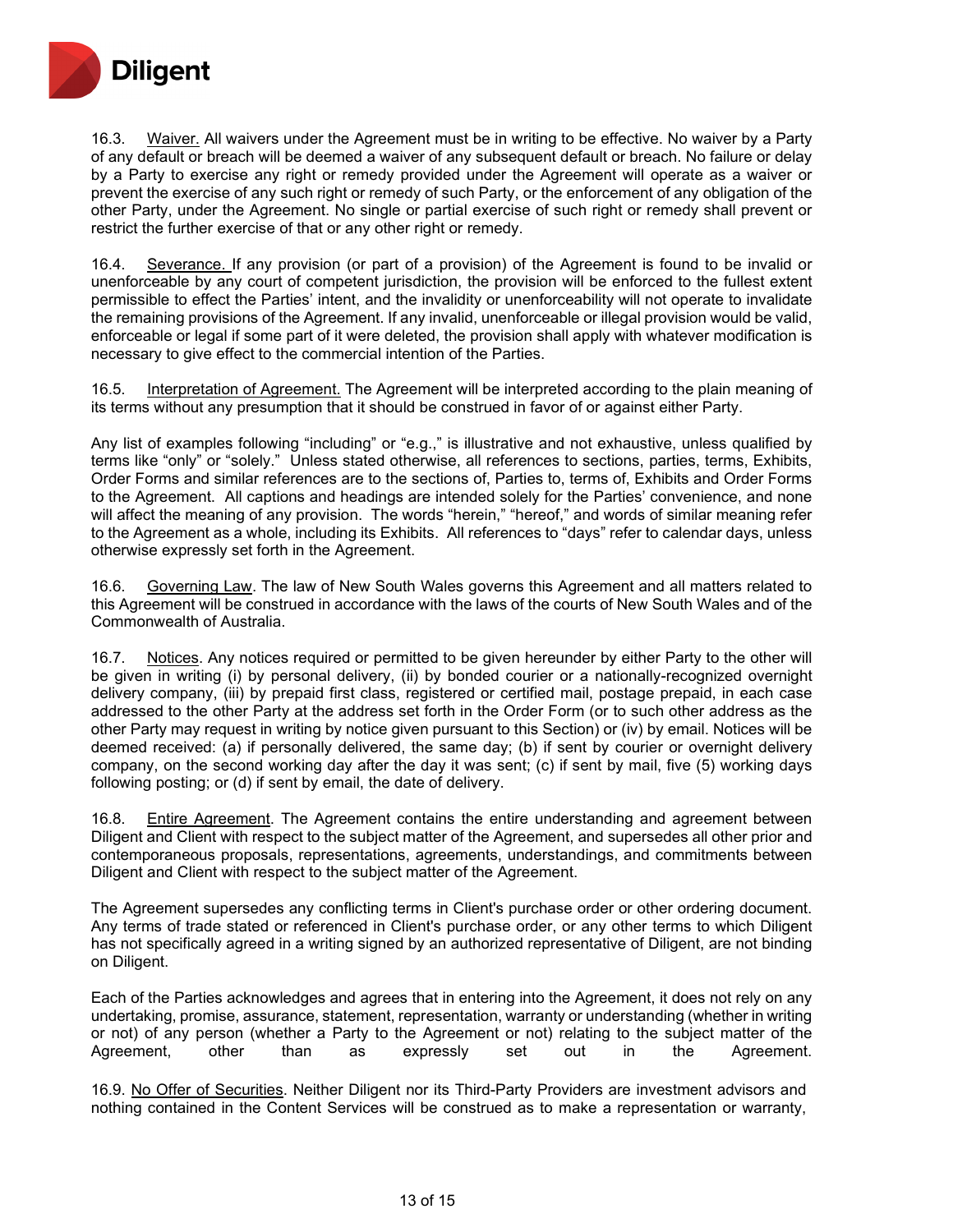16.3. Waiver. All waivers under the Agreement must be in writing to be effective. No waiver by a Party of any default or breach will be deemed a waiver of any subsequent default or breach. No failure or delay by a Party to exercise any right or remedy provided under the Agreement will operate as a waiver or prevent the exercise of any such right or remedy of such Party, or the enforcement of any obligation of the other Party, under the Agreement. No single or partial exercise of such right or remedy shall prevent or restrict the further exercise of that or any other right or remedy.

16.4. Severance. If any provision (or part of a provision) of the Agreement is found to be invalid or unenforceable by any court of competent jurisdiction, the provision will be enforced to the fullest extent permissible to effect the Parties' intent, and the invalidity or unenforceability will not operate to invalidate the remaining provisions of the Agreement. If any invalid, unenforceable or illegal provision would be valid, enforceable or legal if some part of it were deleted, the provision shall apply with whatever modification is necessary to give effect to the commercial intention of the Parties.

16.5. Interpretation of Agreement. The Agreement will be interpreted according to the plain meaning of its terms without any presumption that it should be construed in favor of or against either Party.

Any list of examples following "including" or "e.g.," is illustrative and not exhaustive, unless qualified by terms like "only" or "solely." Unless stated otherwise, all references to sections, parties, terms, Exhibits, Order Forms and similar references are to the sections of, Parties to, terms of, Exhibits and Order Forms to the Agreement. All captions and headings are intended solely for the Parties' convenience, and none will affect the meaning of any provision. The words "herein," "hereof," and words of similar meaning refer to the Agreement as a whole, including its Exhibits. All references to "days" refer to calendar days, unless otherwise expressly set forth in the Agreement.

16.6. Governing Law. The law of New South Wales governs this Agreement and all matters related to this Agreement will be construed in accordance with the laws of the courts of New South Wales and of the Commonwealth of Australia.

16.7. Notices. Any notices required or permitted to be given hereunder by either Party to the other will be given in writing (i) by personal delivery, (ii) by bonded courier or a nationally-recognized overnight delivery company, (iii) by prepaid first class, registered or certified mail, postage prepaid, in each case addressed to the other Party at the address set forth in the Order Form (or to such other address as the other Party may request in writing by notice given pursuant to this Section) or (iv) by email. Notices will be deemed received: (a) if personally delivered, the same day; (b) if sent by courier or overnight delivery company, on the second working day after the day it was sent; (c) if sent by mail, five (5) working days following posting; or (d) if sent by email, the date of delivery.

16.8. Entire Agreement. The Agreement contains the entire understanding and agreement between Diligent and Client with respect to the subject matter of the Agreement, and supersedes all other prior and contemporaneous proposals, representations, agreements, understandings, and commitments between Diligent and Client with respect to the subject matter of the Agreement.

The Agreement supersedes any conflicting terms in Client's purchase order or other ordering document. Any terms of trade stated or referenced in Client's purchase order, or any other terms to which Diligent has not specifically agreed in a writing signed by an authorized representative of Diligent, are not binding on Diligent.

Each of the Parties acknowledges and agrees that in entering into the Agreement, it does not rely on any undertaking, promise, assurance, statement, representation, warranty or understanding (whether in writing or not) of any person (whether a Party to the Agreement or not) relating to the subject matter of the Agreement, other than as expressly set out in the Agreement.

16.9. No Offer of Securities. Neither Diligent nor its Third-Party Providers are investment advisors and nothing contained in the Content Services will be construed as to make a representation or warranty,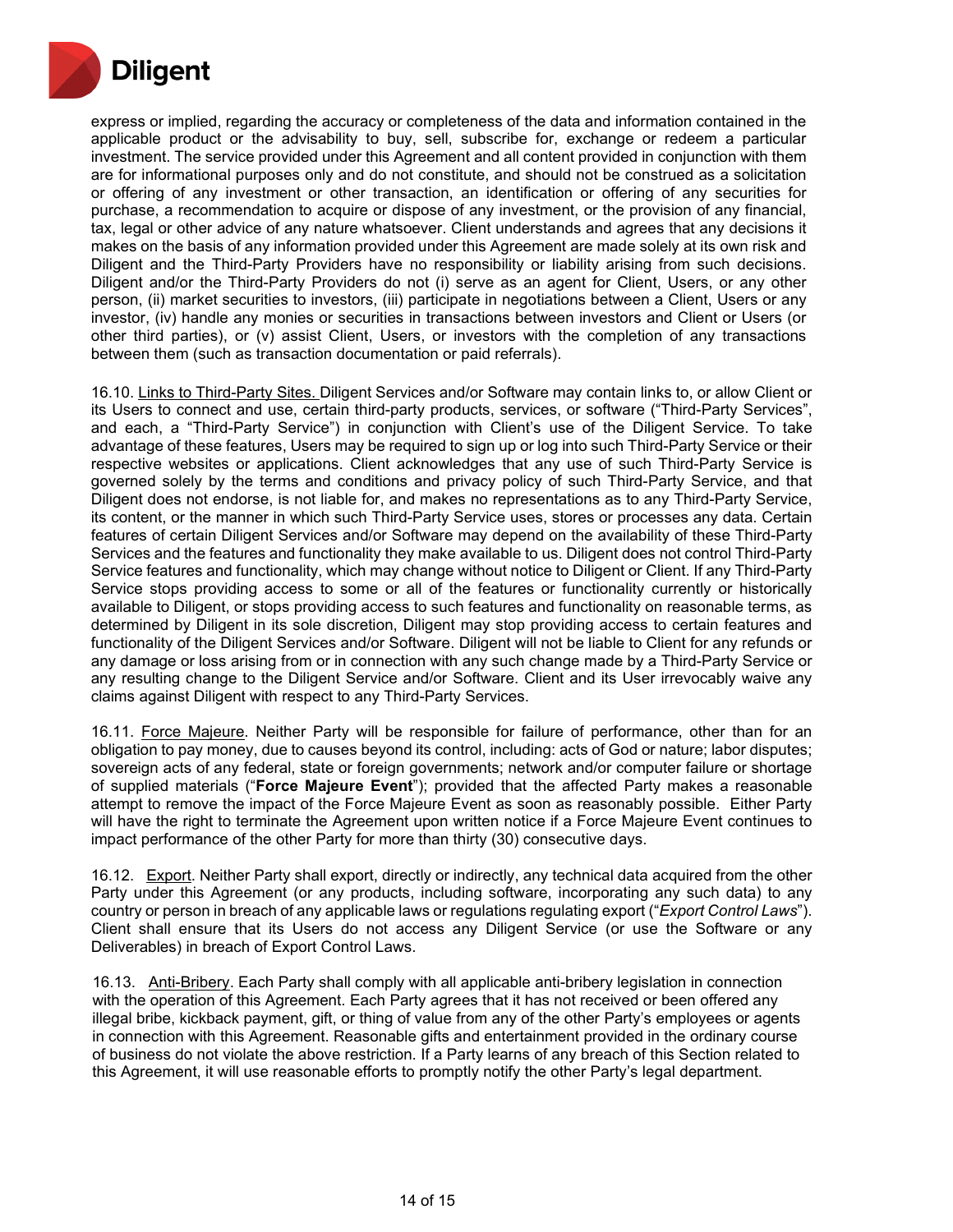express or implied, regarding the accuracy or completeness of the data and information contained in the applicable product or the advisability to buy, sell, subscribe for, exchange or redeem a particular investment. The service provided under this Agreement and all content provided in conjunction with them are for informational purposes only and do not constitute, and should not be construed as a solicitation or offering of any investment or other transaction, an identification or offering of any securities for purchase, a recommendation to acquire or dispose of any investment, or the provision of any financial, tax, legal or other advice of any nature whatsoever. Client understands and agrees that any decisions it makes on the basis of any information provided under this Agreement are made solely at its own risk and Diligent and the Third-Party Providers have no responsibility or liability arising from such decisions. Diligent and/or the Third-Party Providers do not (i) serve as an agent for Client, Users, or any other person, (ii) market securities to investors, (iii) participate in negotiations between a Client, Users or any investor, (iv) handle any monies or securities in transactions between investors and Client or Users (or other third parties), or (v) assist Client, Users, or investors with the completion of any transactions between them (such as transaction documentation or paid referrals).

16.10. Links to Third-Party Sites. Diligent Services and/or Software may contain links to, or allow Client or its Users to connect and use, certain third-party products, services, or software ("Third-Party Services", and each, a "Third-Party Service") in conjunction with Client's use of the Diligent Service. To take advantage of these features, Users may be required to sign up or log into such Third-Party Service or their respective websites or applications. Client acknowledges that any use of such Third-Party Service is governed solely by the terms and conditions and privacy policy of such Third-Party Service, and that Diligent does not endorse, is not liable for, and makes no representations as to any Third-Party Service, its content, or the manner in which such Third-Party Service uses, stores or processes any data. Certain features of certain Diligent Services and/or Software may depend on the availability of these Third-Party Services and the features and functionality they make available to us. Diligent does not control Third-Party Service features and functionality, which may change without notice to Diligent or Client. If any Third-Party Service stops providing access to some or all of the features or functionality currently or historically available to Diligent, or stops providing access to such features and functionality on reasonable terms, as determined by Diligent in its sole discretion, Diligent may stop providing access to certain features and functionality of the Diligent Services and/or Software. Diligent will not be liable to Client for any refunds or any damage or loss arising from or in connection with any such change made by a Third-Party Service or any resulting change to the Diligent Service and/or Software. Client and its User irrevocably waive any claims against Diligent with respect to any Third-Party Services.

16.11. Force Majeure. Neither Party will be responsible for failure of performance, other than for an obligation to pay money, due to causes beyond its control, including: acts of God or nature; labor disputes; sovereign acts of any federal, state or foreign governments; network and/or computer failure or shortage of supplied materials ("**Force Majeure Event**"); provided that the affected Party makes a reasonable attempt to remove the impact of the Force Majeure Event as soon as reasonably possible. Either Party will have the right to terminate the Agreement upon written notice if a Force Majeure Event continues to impact performance of the other Party for more than thirty (30) consecutive days.

16.12. Export. Neither Party shall export, directly or indirectly, any technical data acquired from the other Party under this Agreement (or any products, including software, incorporating any such data) to any country or person in breach of any applicable laws or regulations regulating export ("*Export Control Laws*"). Client shall ensure that its Users do not access any Diligent Service (or use the Software or any Deliverables) in breach of Export Control Laws.

16.13. Anti-Bribery. Each Party shall comply with all applicable anti-bribery legislation in connection with the operation of this Agreement. Each Party agrees that it has not received or been offered any illegal bribe, kickback payment, gift, or thing of value from any of the other Party's employees or agents in connection with this Agreement. Reasonable gifts and entertainment provided in the ordinary course of business do not violate the above restriction. If a Party learns of any breach of this Section related to this Agreement, it will use reasonable efforts to promptly notify the other Party's legal department.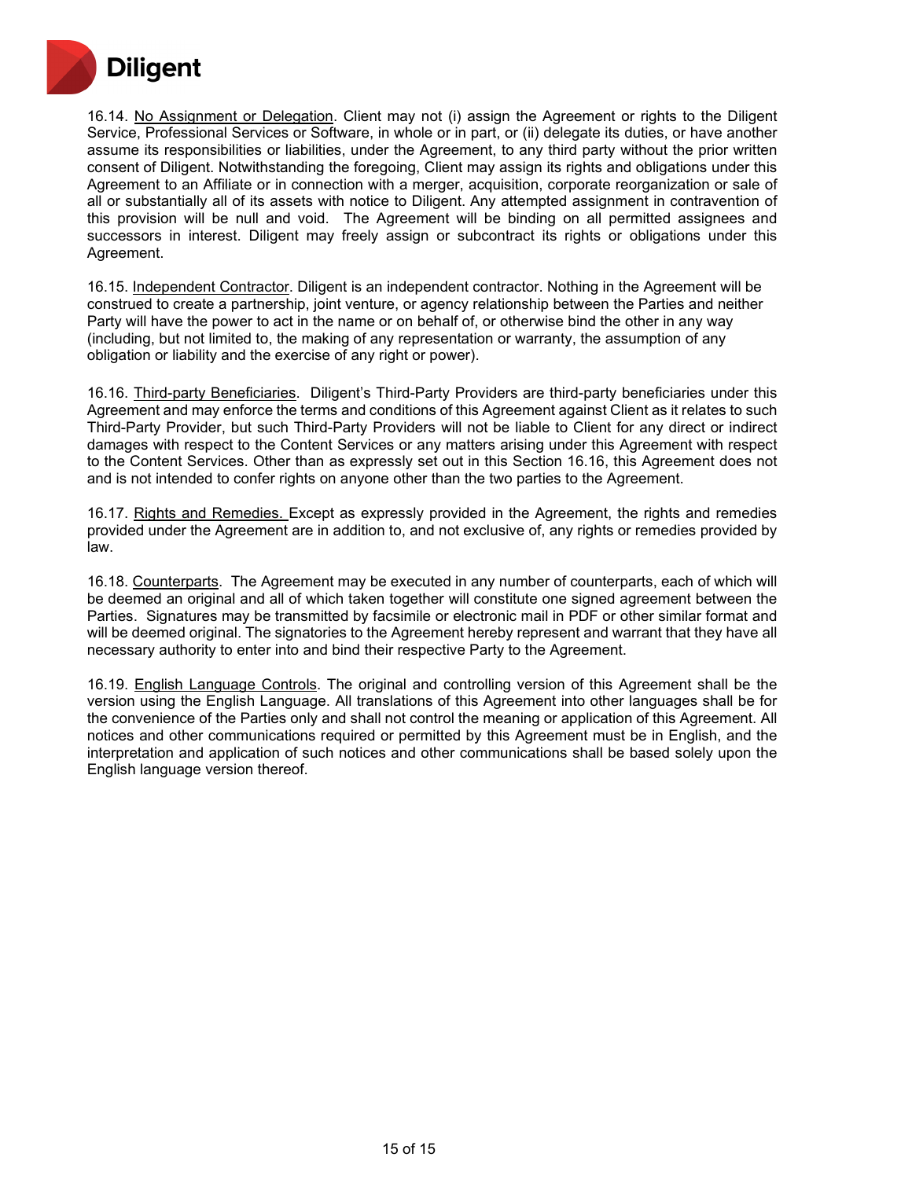16.14. <u>No Assignment or Delegation</u>. Client may not (i) assign the Agreement or rights to the Diligent Service, Professional Services or Software, in whole or in part, or (ii) delegate its duties, or have another assume its responsibilities or liabilities, under the Agreement, to any third party without the prior written consent of Diligent. Notwithstanding the foregoing, Client may assign its rights and obligations under this Agreement to an Affiliate or in connection with a merger, acquisition, corporate reorganization or sale of all or substantially all of its assets with notice to Diligent. Any attempted assignment in contravention of this provision will be null and void. The Agreement will be binding on all permitted assignees and successors in interest. Diligent may freely assign or subcontract its rights or obligations under this Agreement.

16.15. <u>Independent Contractor</u>. Diligent is an independent contractor. Nothing in the Agreement will be construed to create a partnership, joint venture, or agency relationship between the Parties and neither Party will have the power to act in the name or on behalf of, or otherwise bind the other in any way (including, but not limited to, the making of any representation or warranty, the assumption of any obligation or liability and the exercise of any right or power).

16.16. <u>Third-party Beneficiaries</u>. Diligent's Third-Party Providers are third-party beneficiaries under this Agreement and may enforce the terms and conditions of this Agreement against Client as it relates to such Third-Party Provider, but such Third-Party Providers will not be liable to Client for any direct or indirect damages with respect to the Content Services or any matters arising under this Agreement with respect to the Content Services. Other than as expressly set out in this Section 16.16, this Agreement does not and is not intended to confer rights on anyone other than the two parties to the Agreement.

16.17. <u>Rights and Remedies.</u> Except as expressly provided in the Agreement, the rights and remedies provided under the Agreement are in addition to, and not exclusive of, any rights or remedies provided by law.

16.18. <u>Counterparts</u>. The Agreement may be executed in any number of counterparts, each of which will be deemed an original and all of which taken together will constitute one signed agreement between the Parties. Signatures may be transmitted by facsimile or electronic mail in PDF or other similar format and will be deemed original. The signatories to the Agreement hereby represent and warrant that they have all necessary authority to enter into and bind their respective Party to the Agreement.

16.19. <u>English Language Controls</u>. The original and controlling version of this Agreement shall be the version using the English Language. All translations of this Agreement into other languages shall be for the convenience of the Parties only and shall not control the meaning or application of this Agreement. All notices and other communications required or permitted by this Agreement must be in English, and the interpretation and application of such notices and other communications shall be based solely upon the English language version thereof.